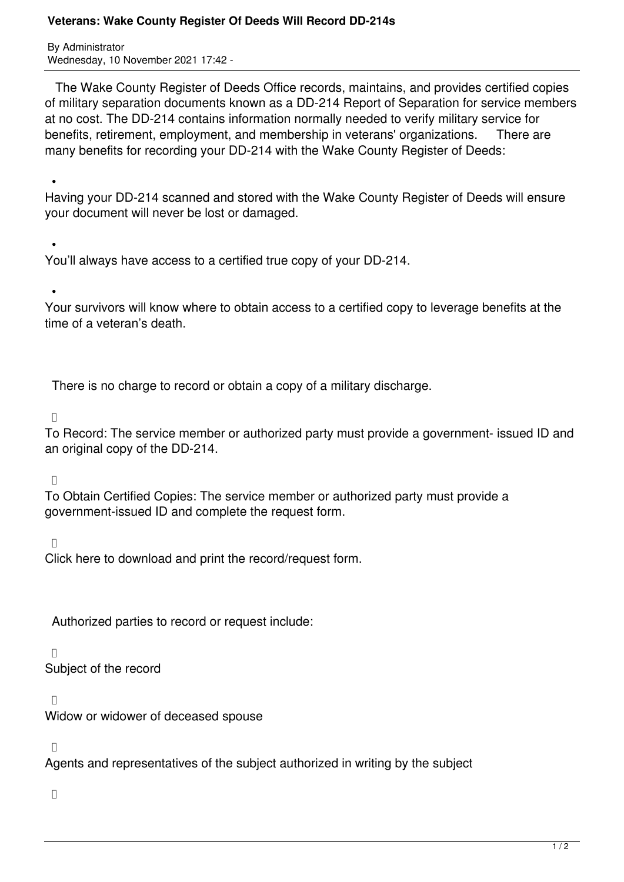# Veterans: Wake County Register Of Deeds Will Record DD-214s

By Administrator
Wednesday, 10 November 2021 17:42 -

The Wake County Register of Deeds Office records, maintains, and provides certified copies of military separation documents known as a DD-214 Report of Separation for service members at no cost. The DD-214 contains information normally needed to verify military service for benefits, retirement, employment, and membership in veterans' organizations. There are many benefits for recording your DD-214 with the Wake County Register of Deeds:

- Having your DD-214 scanned and stored with the Wake County Register of Deeds will ensure your document will never be lost or damaged.
- You'll always have access to a certified true copy of your DD-214.
- Your survivors will know where to obtain access to a certified copy to leverage benefits at the time of a veteran's death.

There is no charge to record or obtain a copy of a military discharge.

- To Record: The service member or authorized party must provide a government- issued ID and an original copy of the DD-214.
- To Obtain Certified Copies: The service member or authorized party must provide a government-issued ID and complete the request form.
- Click here to download and print the record/request form.

Authorized parties to record or request include:

- Subject of the record
- Widow or widower of deceased spouse
- Agents and representatives of the subject authorized in writing by the subject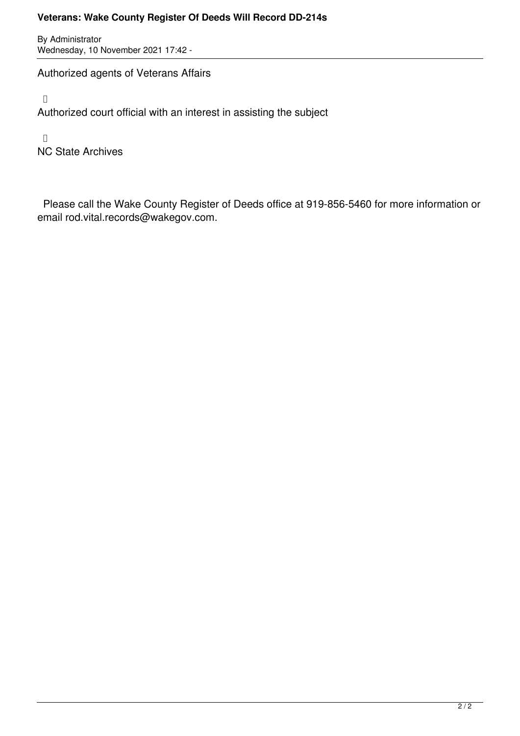- Authorized agents of Veterans Affairs
- Authorized court official with an interest in assisting the subject
- NC State Archives

Please call the Wake County Register of Deeds office at 919-856-5460 for more information or email rod.vital.records@wakegov.com.